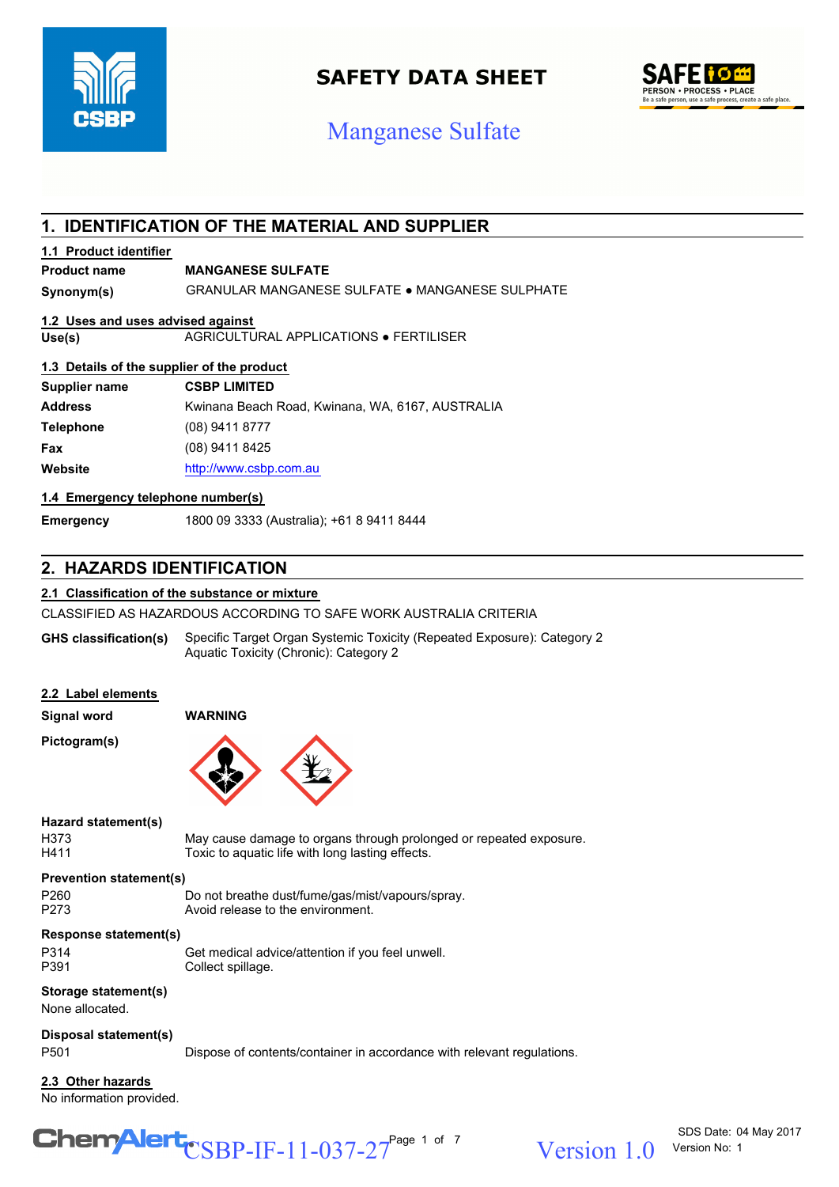# SAFETY DATA SHEET

## Manganese Sulfate

## 1. IDENTIFICATION OF THE MATERIAL AND SUPPLIER

### 1.1 Product identifier

| | |
|---|---|
| **Product name** | **MANGANESE SULFATE** |
| **Synonym(s)** | GRANULAR MANGANESE SULFATE • MANGANESE SULPHATE |

### 1.2 Uses and uses advised against

| | |
|---|---|
| **Use(s)** | AGRICULTURAL APPLICATIONS • FERTILISER |

### 1.3 Details of the supplier of the product

| | |
|---|---|
| **Supplier name** | **CSBP LIMITED** |
| **Address** | Kwinana Beach Road, Kwinana, WA, 6167, AUSTRALIA |
| **Telephone** | (08) 9411 8777 |
| **Fax** | (08) 9411 8425 |
| **Website** | http://www.csbp.com.au |

### 1.4 Emergency telephone number(s)

| | |
|---|---|
| **Emergency** | 1800 09 3333 (Australia); +61 8 9411 8444 |

## 2. HAZARDS IDENTIFICATION

### 2.1 Classification of the substance or mixture

CLASSIFIED AS HAZARDOUS ACCORDING TO SAFE WORK AUSTRALIA CRITERIA

**GHS classification(s)**
Specific Target Organ Systemic Toxicity (Repeated Exposure): Category 2
Aquatic Toxicity (Chronic): Category 2

### 2.2 Label elements

**Signal word** **WARNING**

**Pictogram(s)**

**Hazard statement(s)**

| | |
|---|---|
| H373 | May cause damage to organs through prolonged or repeated exposure. |
| H411 | Toxic to aquatic life with long lasting effects. |

**Prevention statement(s)**

| | |
|---|---|
| P260 | Do not breathe dust/fume/gas/mist/vapours/spray. |
| P273 | Avoid release to the environment. |

**Response statement(s)**

| | |
|---|---|
| P314 | Get medical advice/attention if you feel unwell. |
| P391 | Collect spillage. |

**Storage statement(s)**
None allocated.

**Disposal statement(s)**

| | |
|---|---|
| P501 | Dispose of contents/container in accordance with relevant regulations. |

### 2.3 Other hazards

No information provided.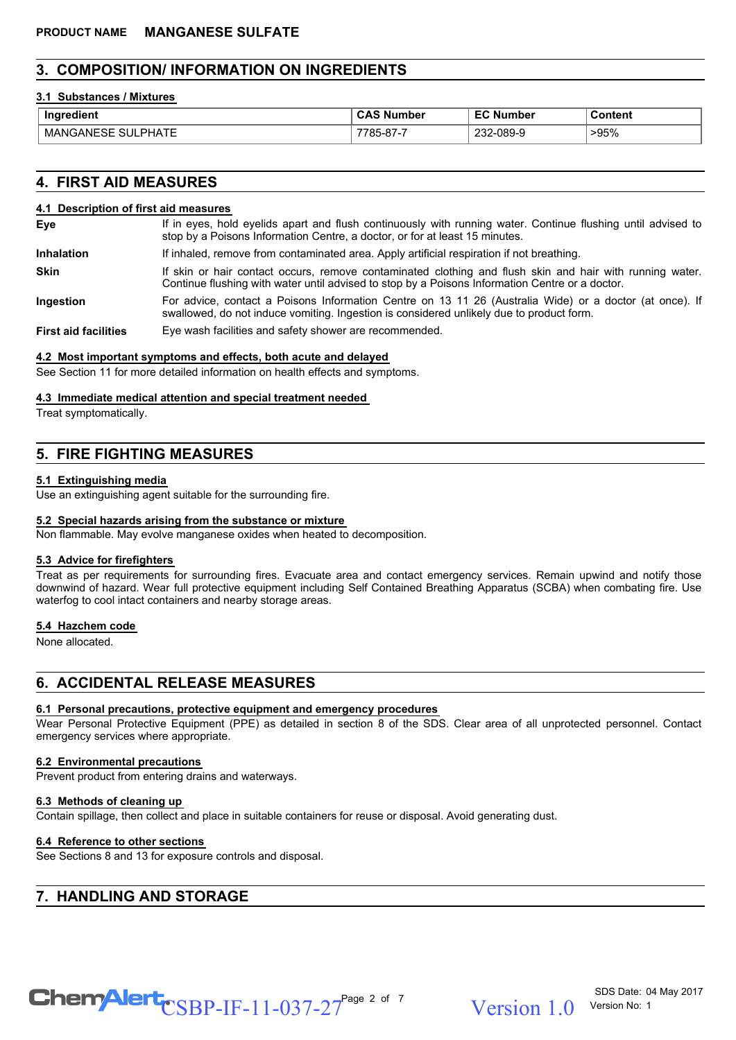## 3. COMPOSITION/ INFORMATION ON INGREDIENTS

### 3.1 Substances / Mixtures

| Ingredient | CAS Number | EC Number | Content |
|---|---|---|---|
| MANGANESE SULPHATE | 7785-87-7 | 232-089-9 | >95% |

## 4. FIRST AID MEASURES

### 4.1 Description of first aid measures

**Eye** If in eyes, hold eyelids apart and flush continuously with running water. Continue flushing until advised to stop by a Poisons Information Centre, a doctor, or for at least 15 minutes.

**Inhalation** If inhaled, remove from contaminated area. Apply artificial respiration if not breathing.

**Skin** If skin or hair contact occurs, remove contaminated clothing and flush skin and hair with running water. Continue flushing with water until advised to stop by a Poisons Information Centre or a doctor.

**Ingestion** For advice, contact a Poisons Information Centre on 13 11 26 (Australia Wide) or a doctor (at once). If swallowed, do not induce vomiting. Ingestion is considered unlikely due to product form.

**First aid facilities** Eye wash facilities and safety shower are recommended.

### 4.2 Most important symptoms and effects, both acute and delayed

See Section 11 for more detailed information on health effects and symptoms.

### 4.3 Immediate medical attention and special treatment needed

Treat symptomatically.

## 5. FIRE FIGHTING MEASURES

### 5.1 Extinguishing media

Use an extinguishing agent suitable for the surrounding fire.

### 5.2 Special hazards arising from the substance or mixture

Non flammable. May evolve manganese oxides when heated to decomposition.

### 5.3 Advice for firefighters

Treat as per requirements for surrounding fires. Evacuate area and contact emergency services. Remain upwind and notify those downwind of hazard. Wear full protective equipment including Self Contained Breathing Apparatus (SCBA) when combating fire. Use waterfog to cool intact containers and nearby storage areas.

### 5.4 Hazchem code

None allocated.

## 6. ACCIDENTAL RELEASE MEASURES

### 6.1 Personal precautions, protective equipment and emergency procedures

Wear Personal Protective Equipment (PPE) as detailed in section 8 of the SDS. Clear area of all unprotected personnel. Contact emergency services where appropriate.

### 6.2 Environmental precautions

Prevent product from entering drains and waterways.

### 6.3 Methods of cleaning up

Contain spillage, then collect and place in suitable containers for reuse or disposal. Avoid generating dust.

### 6.4 Reference to other sections

See Sections 8 and 13 for exposure controls and disposal.

## 7. HANDLING AND STORAGE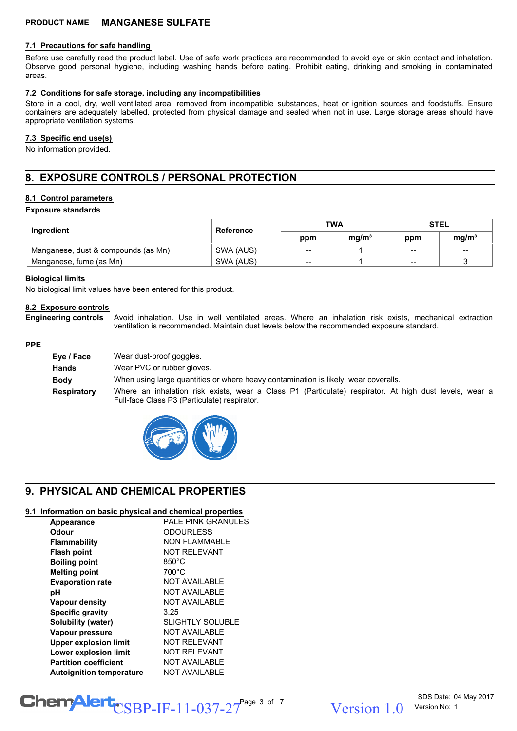PRODUCT NAME **MANGANESE SULFATE**

### 7.1 Precautions for safe handling

Before use carefully read the product label. Use of safe work practices are recommended to avoid eye or skin contact and inhalation. Observe good personal hygiene, including washing hands before eating. Prohibit eating, drinking and smoking in contaminated areas.

### 7.2 Conditions for safe storage, including any incompatibilities

Store in a cool, dry, well ventilated area, removed from incompatible substances, heat or ignition sources and foodstuffs. Ensure containers are adequately labelled, protected from physical damage and sealed when not in use. Large storage areas should have appropriate ventilation systems.

### 7.3 Specific end use(s)

No information provided.

## 8. EXPOSURE CONTROLS / PERSONAL PROTECTION

### 8.1 Control parameters

**Exposure standards**

| Ingredient | Reference | TWA | | STEL | |
|---|---|---|---|---|---|
| | | ppm | mg/m³ | ppm | mg/m³ |
| Manganese, dust & compounds (as Mn) | SWA (AUS) | -- | 1 | -- | -- |
| Manganese, fume (as Mn) | SWA (AUS) | -- | 1 | -- | 3 |

**Biological limits**

No biological limit values have been entered for this product.

### 8.2 Exposure controls

**Engineering controls** Avoid inhalation. Use in well ventilated areas. Where an inhalation risk exists, mechanical extraction ventilation is recommended. Maintain dust levels below the recommended exposure standard.

**PPE**

- **Eye / Face** Wear dust-proof goggles.
- **Hands** Wear PVC or rubber gloves.
- **Body** When using large quantities or where heavy contamination is likely, wear coveralls.
- **Respiratory** Where an inhalation risk exists, wear a Class P1 (Particulate) respirator. At high dust levels, wear a Full-face Class P3 (Particulate) respirator.

## 9. PHYSICAL AND CHEMICAL PROPERTIES

### 9.1 Information on basic physical and chemical properties

| | |
|---|---|
| **Appearance** | PALE PINK GRANULES |
| **Odour** | ODOURLESS |
| **Flammability** | NON FLAMMABLE |
| **Flash point** | NOT RELEVANT |
| **Boiling point** | 850°C |
| **Melting point** | 700°C |
| **Evaporation rate** | NOT AVAILABLE |
| **pH** | NOT AVAILABLE |
| **Vapour density** | NOT AVAILABLE |
| **Specific gravity** | 3.25 |
| **Solubility (water)** | SLIGHTLY SOLUBLE |
| **Vapour pressure** | NOT AVAILABLE |
| **Upper explosion limit** | NOT RELEVANT |
| **Lower explosion limit** | NOT RELEVANT |
| **Partition coefficient** | NOT AVAILABLE |
| **Autoignition temperature** | NOT AVAILABLE |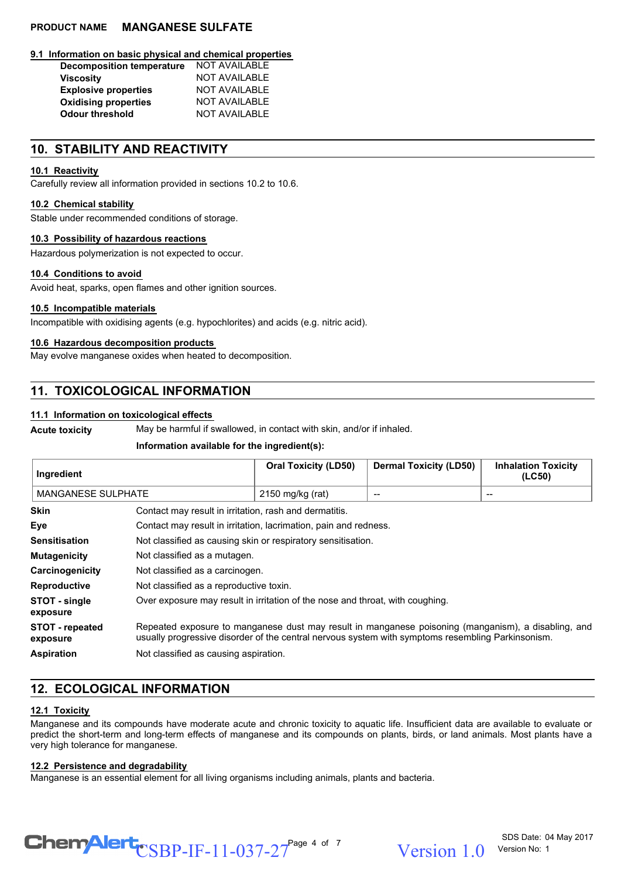### 9.1 Information on basic physical and chemical properties

| | |
|---|---|
| **Decomposition temperature** | NOT AVAILABLE |
| **Viscosity** | NOT AVAILABLE |
| **Explosive properties** | NOT AVAILABLE |
| **Oxidising properties** | NOT AVAILABLE |
| **Odour threshold** | NOT AVAILABLE |

## 10. STABILITY AND REACTIVITY

### 10.1 Reactivity

Carefully review all information provided in sections 10.2 to 10.6.

### 10.2 Chemical stability

Stable under recommended conditions of storage.

### 10.3 Possibility of hazardous reactions

Hazardous polymerization is not expected to occur.

### 10.4 Conditions to avoid

Avoid heat, sparks, open flames and other ignition sources.

### 10.5 Incompatible materials

Incompatible with oxidising agents (e.g. hypochlorites) and acids (e.g. nitric acid).

### 10.6 Hazardous decomposition products

May evolve manganese oxides when heated to decomposition.

## 11. TOXICOLOGICAL INFORMATION

### 11.1 Information on toxicological effects

**Acute toxicity** May be harmful if swallowed, in contact with skin, and/or if inhaled.

**Information available for the ingredient(s):**

| Ingredient | Oral Toxicity (LD50) | Dermal Toxicity (LD50) | Inhalation Toxicity (LC50) |
|---|---|---|---|
| MANGANESE SULPHATE | 2150 mg/kg (rat) | -- | -- |

**Skin** Contact may result in irritation, rash and dermatitis.

**Eye** Contact may result in irritation, lacrimation, pain and redness.

**Sensitisation** Not classified as causing skin or respiratory sensitisation.

**Mutagenicity** Not classified as a mutagen.

**Carcinogenicity** Not classified as a carcinogen.

**Reproductive** Not classified as a reproductive toxin.

**STOT - single exposure** Over exposure may result in irritation of the nose and throat, with coughing.

**STOT - repeated exposure** Repeated exposure to manganese dust may result in manganese poisoning (manganism), a disabling, and usually progressive disorder of the central nervous system with symptoms resembling Parkinsonism.

**Aspiration** Not classified as causing aspiration.

## 12. ECOLOGICAL INFORMATION

### 12.1 Toxicity

Manganese and its compounds have moderate acute and chronic toxicity to aquatic life. Insufficient data are available to evaluate or predict the short-term and long-term effects of manganese and its compounds on plants, birds, or land animals. Most plants have a very high tolerance for manganese.

### 12.2 Persistence and degradability

Manganese is an essential element for all living organisms including animals, plants and bacteria.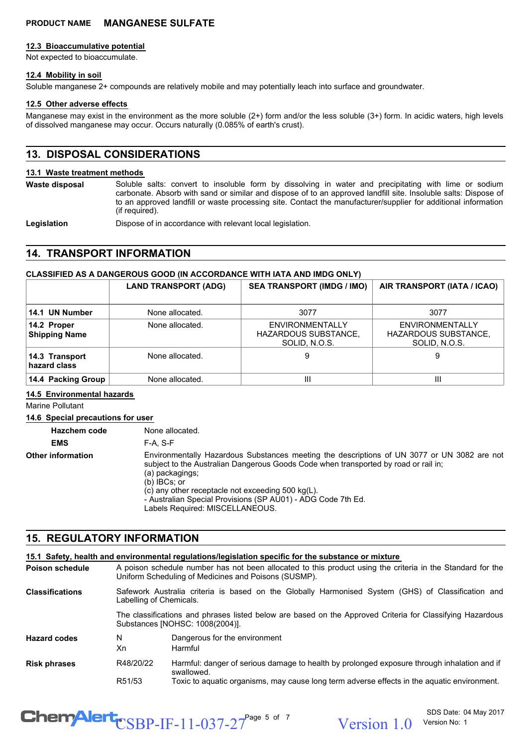## 12.3 Bioaccumulative potential

Not expected to bioaccumulate.

## 12.4 Mobility in soil

Soluble manganese 2+ compounds are relatively mobile and may potentially leach into surface and groundwater.

## 12.5 Other adverse effects

Manganese may exist in the environment as the more soluble (2+) form and/or the less soluble (3+) form. In acidic waters, high levels of dissolved manganese may occur. Occurs naturally (0.085% of earth's crust).

# 13. DISPOSAL CONSIDERATIONS

## 13.1 Waste treatment methods

**Waste disposal** Soluble salts: convert to insoluble form by dissolving in water and precipitating with lime or sodium carbonate. Absorb with sand or similar and dispose of to an approved landfill site. Insoluble salts: Dispose of to an approved landfill or waste processing site. Contact the manufacturer/supplier for additional information (if required).

**Legislation** Dispose of in accordance with relevant local legislation.

# 14. TRANSPORT INFORMATION

**CLASSIFIED AS A DANGEROUS GOOD (IN ACCORDANCE WITH IATA AND IMDG ONLY)**

| | LAND TRANSPORT (ADG) | SEA TRANSPORT (IMDG / IMO) | AIR TRANSPORT (IATA / ICAO) |
|---|---|---|---|
| **14.1 UN Number** | None allocated. | 3077 | 3077 |
| **14.2 Proper Shipping Name** | None allocated. | ENVIRONMENTALLY HAZARDOUS SUBSTANCE, SOLID, N.O.S. | ENVIRONMENTALLY HAZARDOUS SUBSTANCE, SOLID, N.O.S. |
| **14.3 Transport hazard class** | None allocated. | 9 | 9 |
| **14.4 Packing Group** | None allocated. | III | III |

## 14.5 Environmental hazards

Marine Pollutant

## 14.6 Special precautions for user

**Hazchem code** None allocated.

**EMS** F-A, S-F

**Other information** Environmentally Hazardous Substances meeting the descriptions of UN 3077 or UN 3082 are not subject to the Australian Dangerous Goods Code when transported by road or rail in;
(a) packagings;
(b) IBCs; or
(c) any other receptacle not exceeding 500 kg(L).
- Australian Special Provisions (SP AU01) - ADG Code 7th Ed.
Labels Required: MISCELLANEOUS.

# 15. REGULATORY INFORMATION

## 15.1 Safety, health and environmental regulations/legislation specific for the substance or mixture

**Poison schedule** A poison schedule number has not been allocated to this product using the criteria in the Standard for the Uniform Scheduling of Medicines and Poisons (SUSMP).

**Classifications** Safework Australia criteria is based on the Globally Harmonised System (GHS) of Classification and Labelling of Chemicals.

The classifications and phrases listed below are based on the Approved Criteria for Classifying Hazardous Substances [NOHSC: 1008(2004)].

**Hazard codes**

| | |
|---|---|
| N | Dangerous for the environment |
| Xn | Harmful |

**Risk phrases**

| | |
|---|---|
| R48/20/22 | Harmful: danger of serious damage to health by prolonged exposure through inhalation and if swallowed. |
| R51/53 | Toxic to aquatic organisms, may cause long term adverse effects in the aquatic environment. |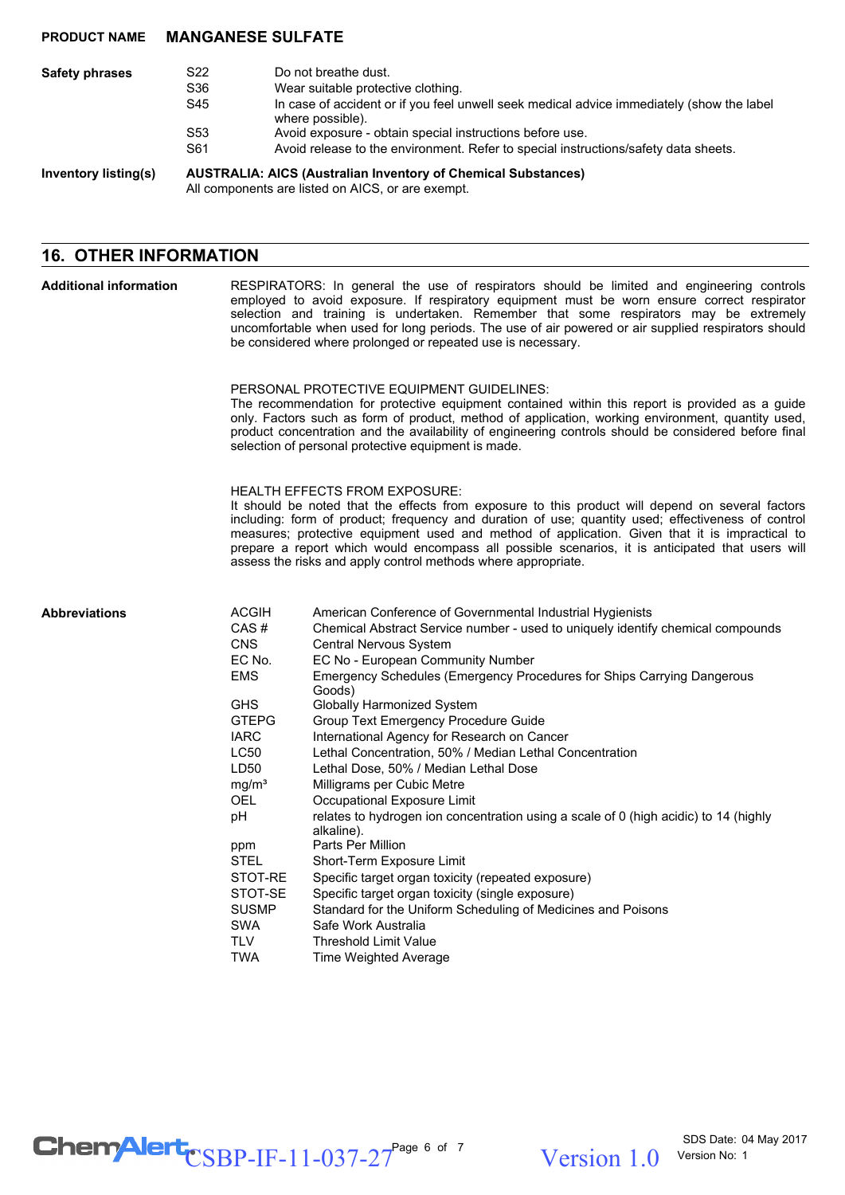**PRODUCT NAME** **MANGANESE SULFATE**

| | | |
|---|---|---|
| **Safety phrases** | S22 | Do not breathe dust. |
| | S36 | Wear suitable protective clothing. |
| | S45 | In case of accident or if you feel unwell seek medical advice immediately (show the label where possible). |
| | S53 | Avoid exposure - obtain special instructions before use. |
| | S61 | Avoid release to the environment. Refer to special instructions/safety data sheets. |

**Inventory listing(s)** **AUSTRALIA: AICS (Australian Inventory of Chemical Substances)**
All components are listed on AICS, or are exempt.

## 16. OTHER INFORMATION

**Additional information**

RESPIRATORS: In general the use of respirators should be limited and engineering controls employed to avoid exposure. If respiratory equipment must be worn ensure correct respirator selection and training is undertaken. Remember that some respirators may be extremely uncomfortable when used for long periods. The use of air powered or air supplied respirators should be considered where prolonged or repeated use is necessary.

PERSONAL PROTECTIVE EQUIPMENT GUIDELINES:
The recommendation for protective equipment contained within this report is provided as a guide only. Factors such as form of product, method of application, working environment, quantity used, product concentration and the availability of engineering controls should be considered before final selection of personal protective equipment is made.

HEALTH EFFECTS FROM EXPOSURE:
It should be noted that the effects from exposure to this product will depend on several factors including: form of product; frequency and duration of use; quantity used; effectiveness of control measures; protective equipment used and method of application. Given that it is impractical to prepare a report which would encompass all possible scenarios, it is anticipated that users will assess the risks and apply control methods where appropriate.

**Abbreviations**

| | |
|---|---|
| ACGIH | American Conference of Governmental Industrial Hygienists |
| CAS # | Chemical Abstract Service number - used to uniquely identify chemical compounds |
| CNS | Central Nervous System |
| EC No. | EC No - European Community Number |
| EMS | Emergency Schedules (Emergency Procedures for Ships Carrying Dangerous Goods) |
| GHS | Globally Harmonized System |
| GTEPG | Group Text Emergency Procedure Guide |
| IARC | International Agency for Research on Cancer |
| LC50 | Lethal Concentration, 50% / Median Lethal Concentration |
| LD50 | Lethal Dose, 50% / Median Lethal Dose |
| $mg/m^3$ | Milligrams per Cubic Metre |
| OEL | Occupational Exposure Limit |
| pH | relates to hydrogen ion concentration using a scale of 0 (high acidic) to 14 (highly alkaline). |
| ppm | Parts Per Million |
| STEL | Short-Term Exposure Limit |
| STOT-RE | Specific target organ toxicity (repeated exposure) |
| STOT-SE | Specific target organ toxicity (single exposure) |
| SUSMP | Standard for the Uniform Scheduling of Medicines and Poisons |
| SWA | Safe Work Australia |
| TLV | Threshold Limit Value |
| TWA | Time Weighted Average |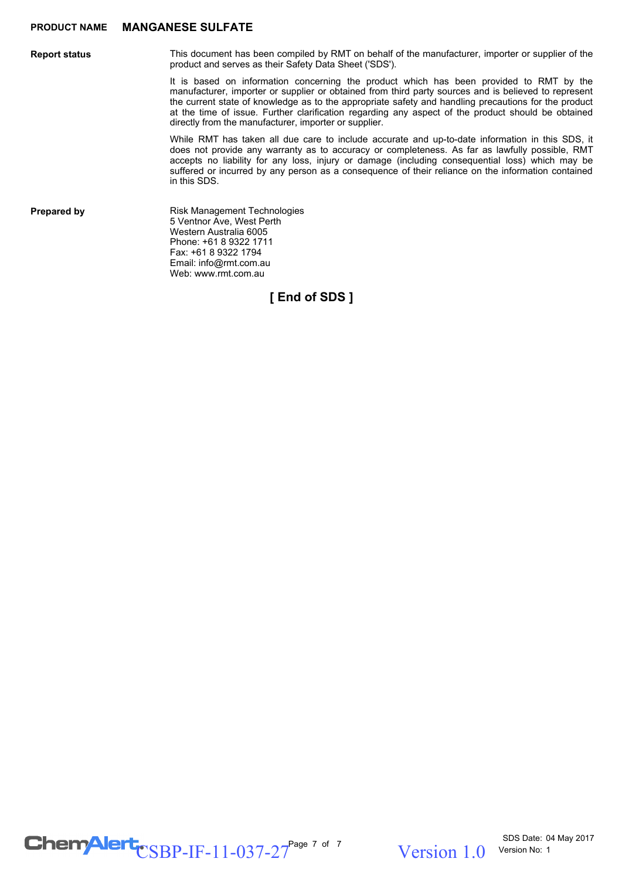**Report status**

This document has been compiled by RMT on behalf of the manufacturer, importer or supplier of the product and serves as their Safety Data Sheet ('SDS').

It is based on information concerning the product which has been provided to RMT by the manufacturer, importer or supplier or obtained from third party sources and is believed to represent the current state of knowledge as to the appropriate safety and handling precautions for the product at the time of issue. Further clarification regarding any aspect of the product should be obtained directly from the manufacturer, importer or supplier.

While RMT has taken all due care to include accurate and up-to-date information in this SDS, it does not provide any warranty as to accuracy or completeness. As far as lawfully possible, RMT accepts no liability for any loss, injury or damage (including consequential loss) which may be suffered or incurred by any person as a consequence of their reliance on the information contained in this SDS.

**Prepared by**

Risk Management Technologies
5 Ventnor Ave, West Perth
Western Australia 6005
Phone: +61 8 9322 1711
Fax: +61 8 9322 1794
Email: info@rmt.com.au
Web: www.rmt.com.au

**[ End of SDS ]**